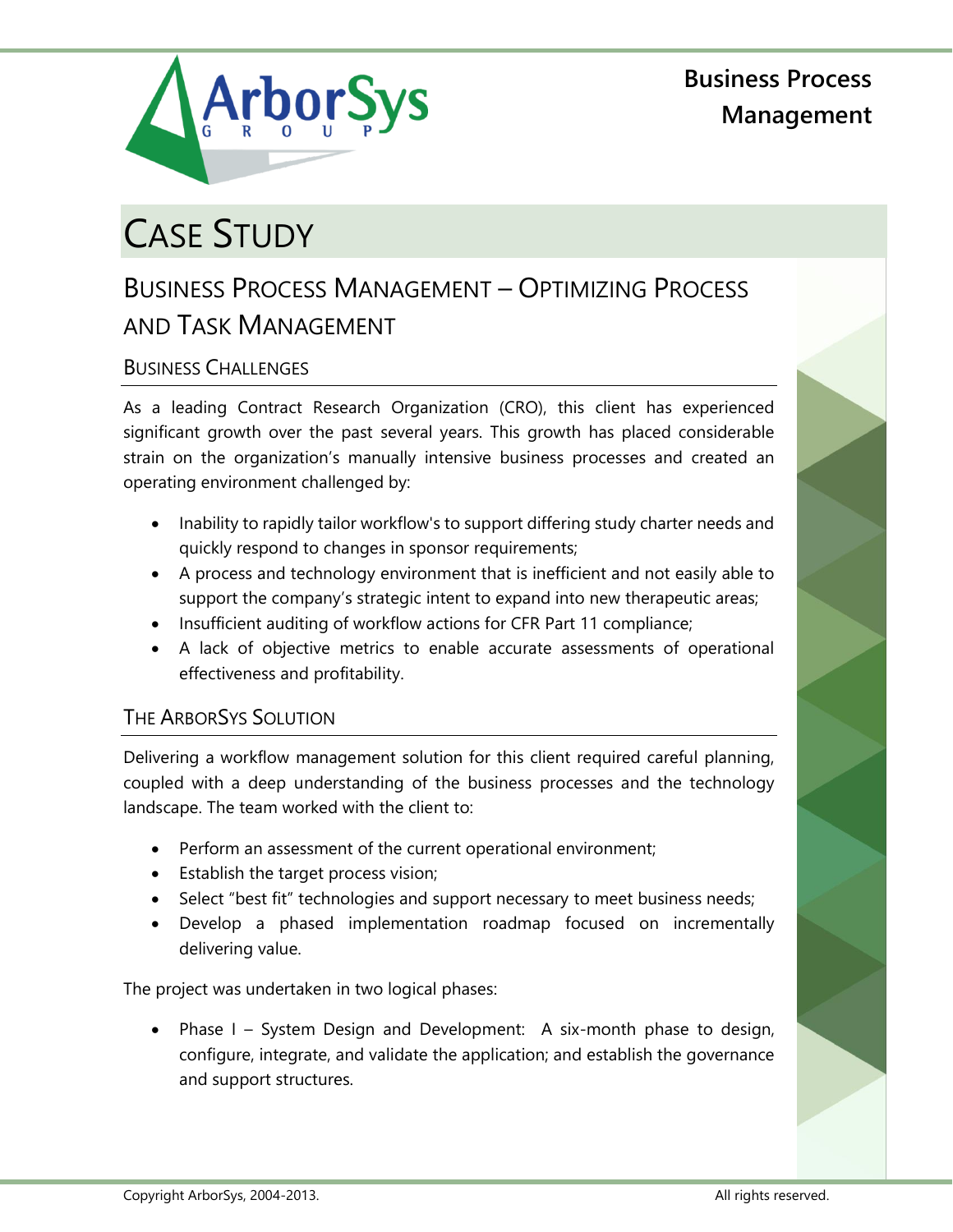# Case Study

## Business Process Management – Optimizing Process and Task Management

### Business Challenges

As a leading Contract Research Organization (CRO), this client has experienced significant growth over the past several years. This growth has placed considerable strain on the organization's manually intensive business processes and created an operating environment challenged by:

- Inability to rapidly tailor workflow's to support differing study charter needs and quickly respond to changes in sponsor requirements;
- A process and technology environment that is inefficient and not easily able to support the company's strategic intent to expand into new therapeutic areas;
- Insufficient auditing of workflow actions for CFR Part 11 compliance;
- A lack of objective metrics to enable accurate assessments of operational effectiveness and profitability.

### The ArborSys Solution

Delivering a workflow management solution for this client required careful planning, coupled with a deep understanding of the business processes and the technology landscape. The team worked with the client to:

- Perform an assessment of the current operational environment;
- Establish the target process vision;
- Select "best fit" technologies and support necessary to meet business needs;
- Develop a phased implementation roadmap focused on incrementally delivering value.

The project was undertaken in two logical phases:

- Phase I – System Design and Development: A six-month phase to design, configure, integrate, and validate the application; and establish the governance and support structures.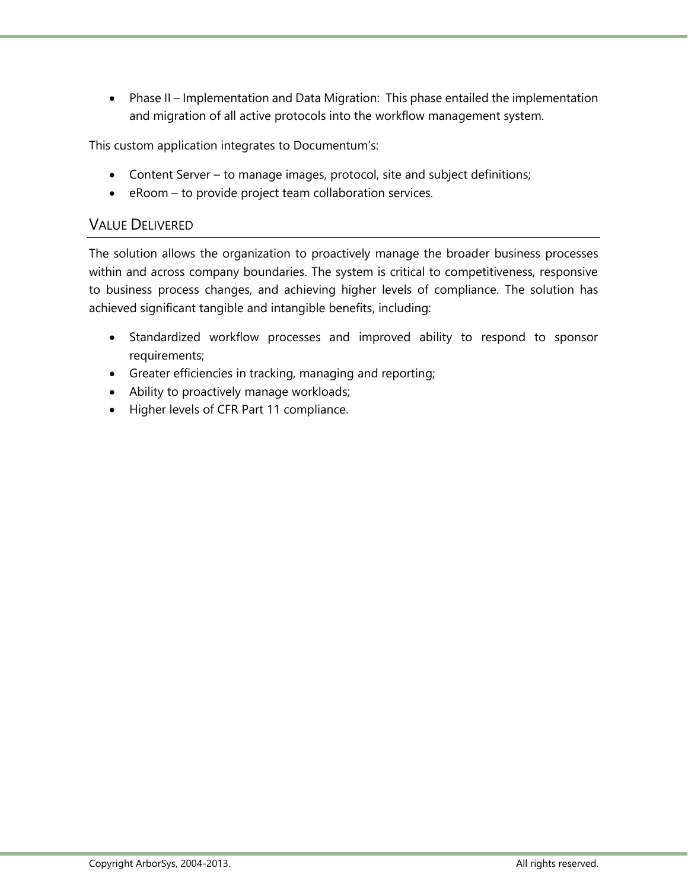- Phase II – Implementation and Data Migration: This phase entailed the implementation and migration of all active protocols into the workflow management system.

This custom application integrates to Documentum's:

- Content Server – to manage images, protocol, site and subject definitions;
- eRoom – to provide project team collaboration services.

## Value Delivered

The solution allows the organization to proactively manage the broader business processes within and across company boundaries. The system is critical to competitiveness, responsive to business process changes, and achieving higher levels of compliance. The solution has achieved significant tangible and intangible benefits, including:

- Standardized workflow processes and improved ability to respond to sponsor requirements;
- Greater efficiencies in tracking, managing and reporting;
- Ability to proactively manage workloads;
- Higher levels of CFR Part 11 compliance.